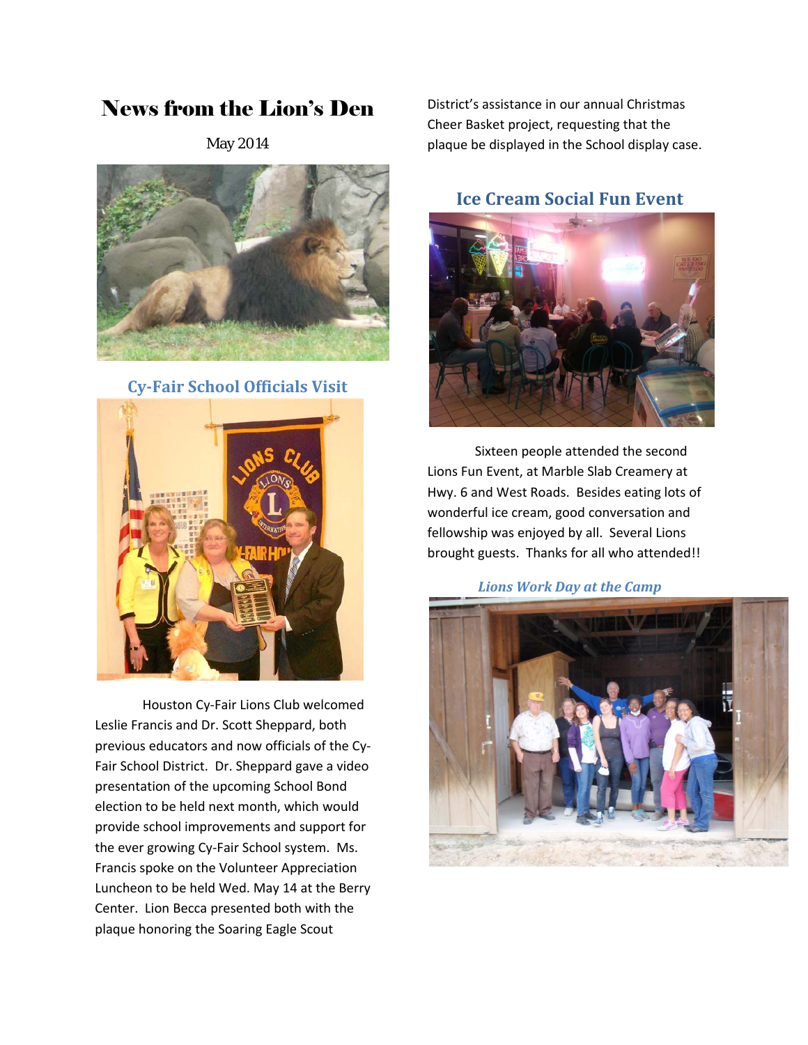# News from the Lion's Den

May 2014

## Cy-Fair School Officials Visit

Houston Cy-Fair Lions Club welcomed Leslie Francis and Dr. Scott Sheppard, both previous educators and now officials of the Cy-Fair School District. Dr. Sheppard gave a video presentation of the upcoming School Bond election to be held next month, which would provide school improvements and support for the ever growing Cy-Fair School system. Ms. Francis spoke on the Volunteer Appreciation Luncheon to be held Wed. May 14 at the Berry Center. Lion Becca presented both with the plaque honoring the Soaring Eagle Scout District's assistance in our annual Christmas Cheer Basket project, requesting that the plaque be displayed in the School display case.

## Ice Cream Social Fun Event

Sixteen people attended the second Lions Fun Event, at Marble Slab Creamery at Hwy. 6 and West Roads. Besides eating lots of wonderful ice cream, good conversation and fellowship was enjoyed by all. Several Lions brought guests. Thanks for all who attended!!

### *Lions Work Day at the Camp*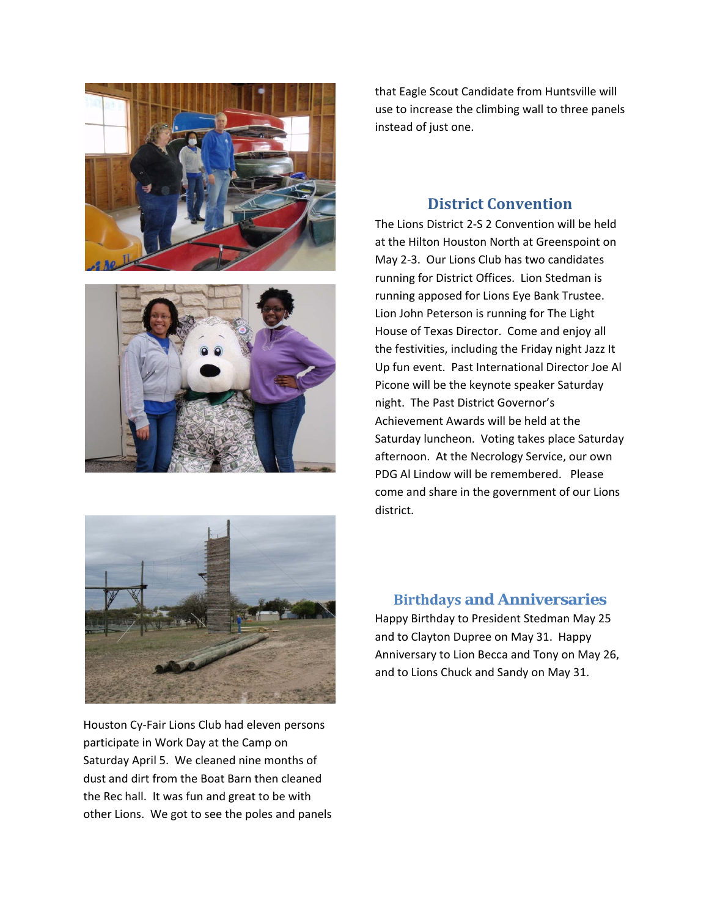Houston Cy-Fair Lions Club had eleven persons participate in Work Day at the Camp on Saturday April 5. We cleaned nine months of dust and dirt from the Boat Barn then cleaned the Rec hall. It was fun and great to be with other Lions. We got to see the poles and panels that Eagle Scout Candidate from Huntsville will use to increase the climbing wall to three panels instead of just one.

## District Convention

The Lions District 2-S 2 Convention will be held at the Hilton Houston North at Greenspoint on May 2-3. Our Lions Club has two candidates running for District Offices. Lion Stedman is running apposed for Lions Eye Bank Trustee. Lion John Peterson is running for The Light House of Texas Director. Come and enjoy all the festivities, including the Friday night Jazz It Up fun event. Past International Director Joe Al Picone will be the keynote speaker Saturday night. The Past District Governor's Achievement Awards will be held at the Saturday luncheon. Voting takes place Saturday afternoon. At the Necrology Service, our own PDG Al Lindow will be remembered. Please come and share in the government of our Lions district.

## Birthdays and Anniversaries

Happy Birthday to President Stedman May 25 and to Clayton Dupree on May 31. Happy Anniversary to Lion Becca and Tony on May 26, and to Lions Chuck and Sandy on May 31.